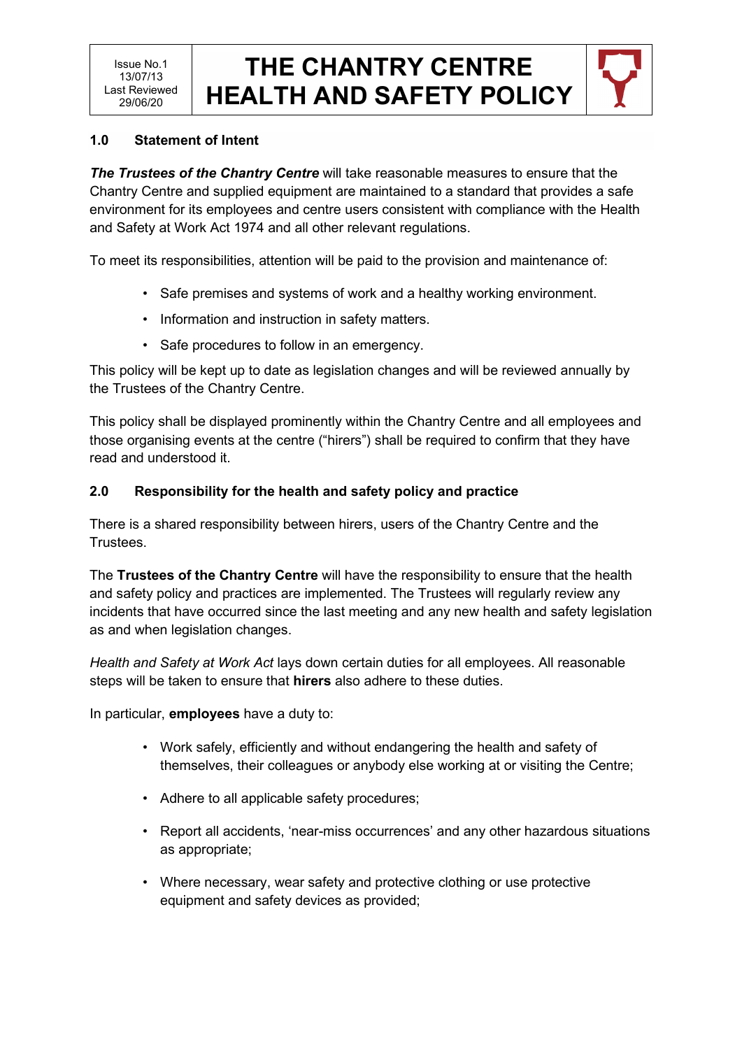Issue No.1 13/07/13 Last Reviewed 29/06/20

# THE CHANTRY CENTRE HEALTH AND SAFETY POLICY

## 1.0 Statement of Intent

***The Trustees of the Chantry Centre*** will take reasonable measures to ensure that the Chantry Centre and supplied equipment are maintained to a standard that provides a safe environment for its employees and centre users consistent with compliance with the Health and Safety at Work Act 1974 and all other relevant regulations.

To meet its responsibilities, attention will be paid to the provision and maintenance of:

- Safe premises and systems of work and a healthy working environment.
- Information and instruction in safety matters.
- Safe procedures to follow in an emergency.

This policy will be kept up to date as legislation changes and will be reviewed annually by the Trustees of the Chantry Centre.

This policy shall be displayed prominently within the Chantry Centre and all employees and those organising events at the centre ("hirers") shall be required to confirm that they have read and understood it.

## 2.0 Responsibility for the health and safety policy and practice

There is a shared responsibility between hirers, users of the Chantry Centre and the Trustees.

The **Trustees of the Chantry Centre** will have the responsibility to ensure that the health and safety policy and practices are implemented. The Trustees will regularly review any incidents that have occurred since the last meeting and any new health and safety legislation as and when legislation changes.

*Health and Safety at Work Act* lays down certain duties for all employees. All reasonable steps will be taken to ensure that **hirers** also adhere to these duties.

In particular, **employees** have a duty to:

- Work safely, efficiently and without endangering the health and safety of themselves, their colleagues or anybody else working at or visiting the Centre;
- Adhere to all applicable safety procedures;
- Report all accidents, 'near-miss occurrences' and any other hazardous situations as appropriate;
- Where necessary, wear safety and protective clothing or use protective equipment and safety devices as provided;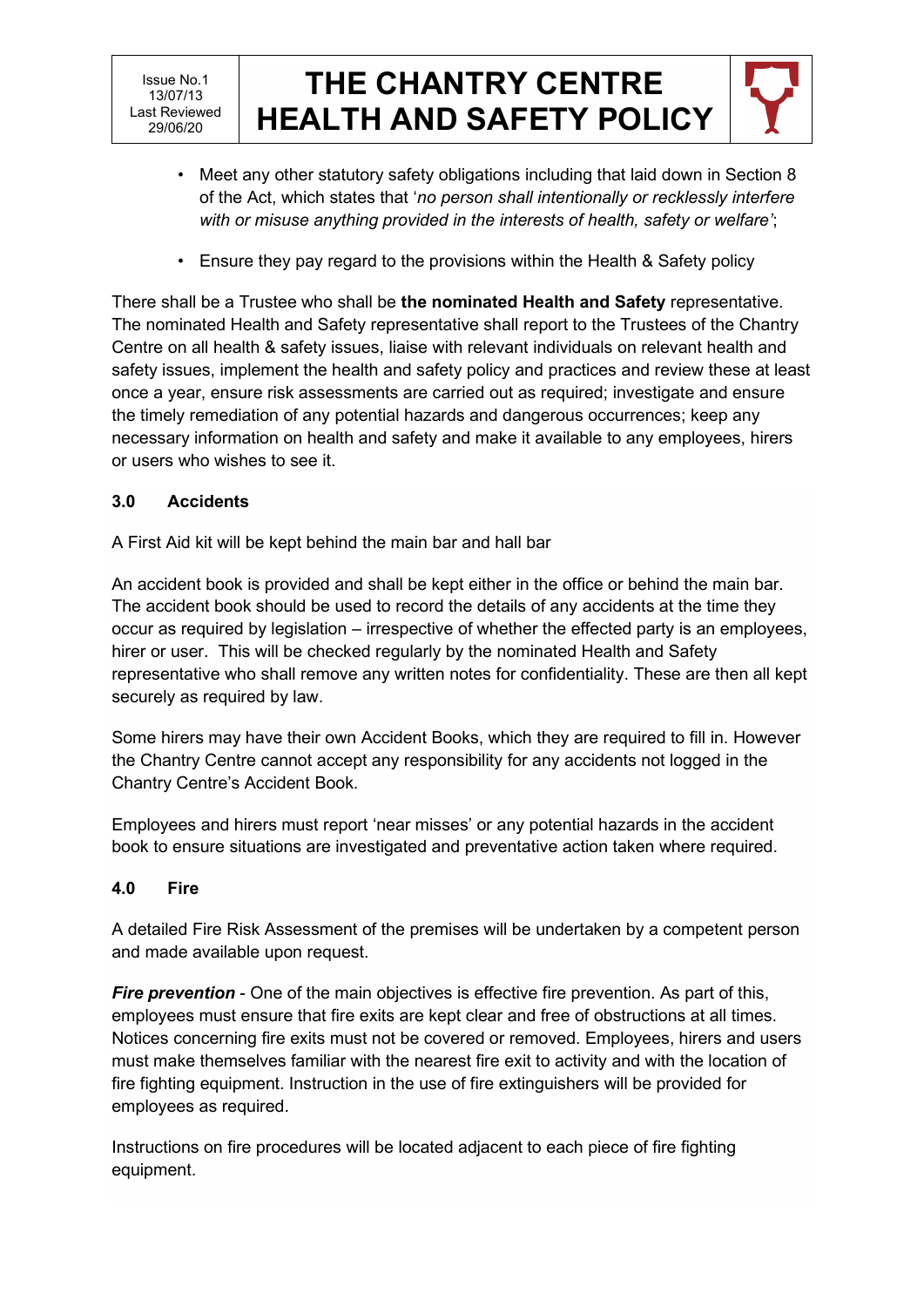- Meet any other statutory safety obligations including that laid down in Section 8 of the Act, which states that '*no person shall intentionally or recklessly interfere with or misuse anything provided in the interests of health, safety or welfare'*;

- Ensure they pay regard to the provisions within the Health & Safety policy

There shall be a Trustee who shall be **the nominated Health and Safety** representative. The nominated Health and Safety representative shall report to the Trustees of the Chantry Centre on all health & safety issues, liaise with relevant individuals on relevant health and safety issues, implement the health and safety policy and practices and review these at least once a year, ensure risk assessments are carried out as required; investigate and ensure the timely remediation of any potential hazards and dangerous occurrences; keep any necessary information on health and safety and make it available to any employees, hirers or users who wishes to see it.

### 3.0 Accidents

A First Aid kit will be kept behind the main bar and hall bar

An accident book is provided and shall be kept either in the office or behind the main bar. The accident book should be used to record the details of any accidents at the time they occur as required by legislation – irrespective of whether the effected party is an employees, hirer or user. This will be checked regularly by the nominated Health and Safety representative who shall remove any written notes for confidentiality. These are then all kept securely as required by law.

Some hirers may have their own Accident Books, which they are required to fill in. However the Chantry Centre cannot accept any responsibility for any accidents not logged in the Chantry Centre's Accident Book.

Employees and hirers must report 'near misses' or any potential hazards in the accident book to ensure situations are investigated and preventative action taken where required.

### 4.0 Fire

A detailed Fire Risk Assessment of the premises will be undertaken by a competent person and made available upon request.

***Fire prevention*** - One of the main objectives is effective fire prevention. As part of this, employees must ensure that fire exits are kept clear and free of obstructions at all times. Notices concerning fire exits must not be covered or removed. Employees, hirers and users must make themselves familiar with the nearest fire exit to activity and with the location of fire fighting equipment. Instruction in the use of fire extinguishers will be provided for employees as required.

Instructions on fire procedures will be located adjacent to each piece of fire fighting equipment.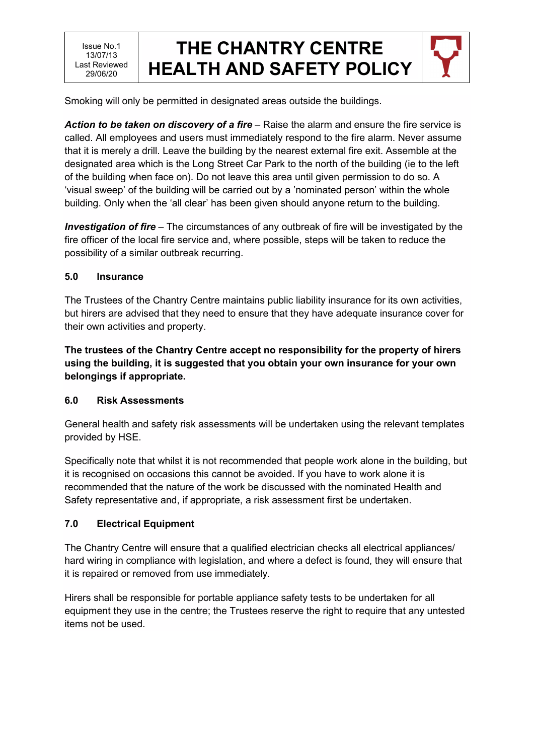Smoking will only be permitted in designated areas outside the buildings.

***Action to be taken on discovery of a fire*** – Raise the alarm and ensure the fire service is called. All employees and users must immediately respond to the fire alarm. Never assume that it is merely a drill. Leave the building by the nearest external fire exit. Assemble at the designated area which is the Long Street Car Park to the north of the building (ie to the left of the building when face on). Do not leave this area until given permission to do so. A 'visual sweep' of the building will be carried out by a 'nominated person' within the whole building. Only when the 'all clear' has been given should anyone return to the building.

***Investigation of fire*** – The circumstances of any outbreak of fire will be investigated by the fire officer of the local fire service and, where possible, steps will be taken to reduce the possibility of a similar outbreak recurring.

### 5.0 Insurance

The Trustees of the Chantry Centre maintains public liability insurance for its own activities, but hirers are advised that they need to ensure that they have adequate insurance cover for their own activities and property.

**The trustees of the Chantry Centre accept no responsibility for the property of hirers using the building, it is suggested that you obtain your own insurance for your own belongings if appropriate.**

### 6.0 Risk Assessments

General health and safety risk assessments will be undertaken using the relevant templates provided by HSE.

Specifically note that whilst it is not recommended that people work alone in the building, but it is recognised on occasions this cannot be avoided. If you have to work alone it is recommended that the nature of the work be discussed with the nominated Health and Safety representative and, if appropriate, a risk assessment first be undertaken.

### 7.0 Electrical Equipment

The Chantry Centre will ensure that a qualified electrician checks all electrical appliances/ hard wiring in compliance with legislation, and where a defect is found, they will ensure that it is repaired or removed from use immediately.

Hirers shall be responsible for portable appliance safety tests to be undertaken for all equipment they use in the centre; the Trustees reserve the right to require that any untested items not be used.